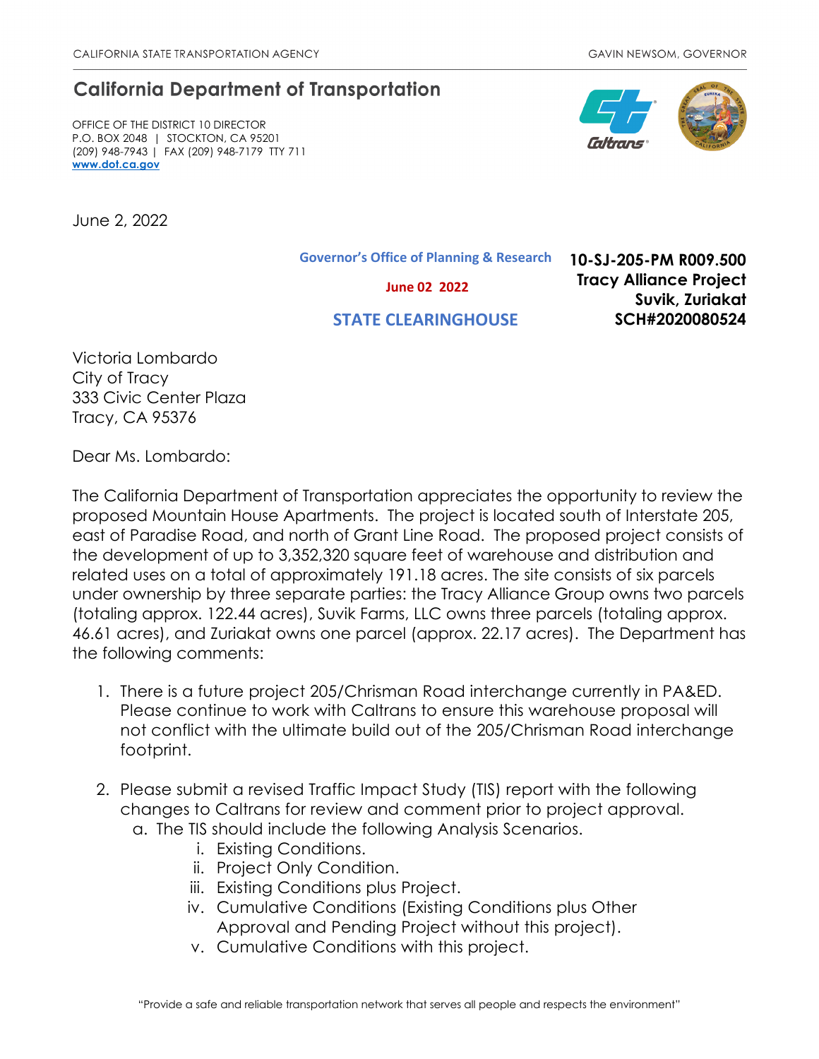CALIFORNIA STATE TRANSPORTATION AGENCY GAVIN NEWSOM, GOVERNOR

## California Department of Transportation

OFFICE OF THE DISTRICT 10 DIRECTOR
P.O. BOX 2048 | STOCKTON, CA 95201
(209) 948-7943 | FAX (209) 948-7179 TTY 711
www.dot.ca.gov

June 2, 2022

Governor's Office of Planning & Research

June 02 2022

STATE CLEARINGHOUSE

**10-SJ-205-PM R009.500**
**Tracy Alliance Project**
**Suvik, Zuriakat**
**SCH#2020080524**

Victoria Lombardo
City of Tracy
333 Civic Center Plaza
Tracy, CA 95376

Dear Ms. Lombardo:

The California Department of Transportation appreciates the opportunity to review the proposed Mountain House Apartments. The project is located south of Interstate 205, east of Paradise Road, and north of Grant Line Road. The proposed project consists of the development of up to 3,352,320 square feet of warehouse and distribution and related uses on a total of approximately 191.18 acres. The site consists of six parcels under ownership by three separate parties: the Tracy Alliance Group owns two parcels (totaling approx. 122.44 acres), Suvik Farms, LLC owns three parcels (totaling approx. 46.61 acres), and Zuriakat owns one parcel (approx. 22.17 acres). The Department has the following comments:

1. There is a future project 205/Chrisman Road interchange currently in PA&ED. Please continue to work with Caltrans to ensure this warehouse proposal will not conflict with the ultimate build out of the 205/Chrisman Road interchange footprint.

2. Please submit a revised Traffic Impact Study (TIS) report with the following changes to Caltrans for review and comment prior to project approval.
   a. The TIS should include the following Analysis Scenarios.
      i. Existing Conditions.
      ii. Project Only Condition.
      iii. Existing Conditions plus Project.
      iv. Cumulative Conditions (Existing Conditions plus Other Approval and Pending Project without this project).
      v. Cumulative Conditions with this project.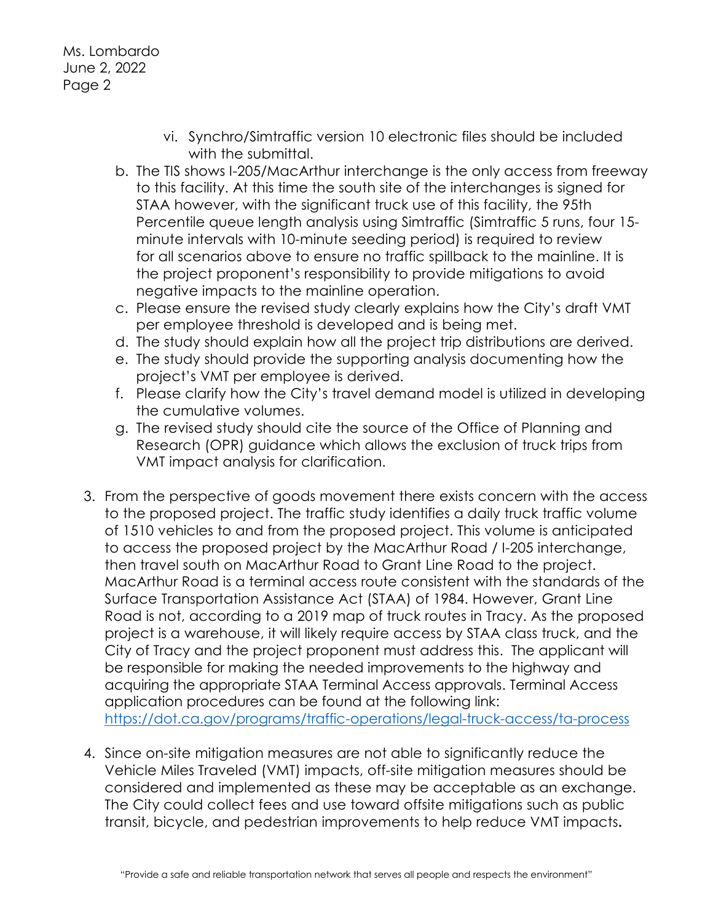vi. Synchro/Simtraffic version 10 electronic files should be included with the submittal.

b. The TIS shows I-205/MacArthur interchange is the only access from freeway to this facility. At this time the south site of the interchanges is signed for STAA however, with the significant truck use of this facility, the 95th Percentile queue length analysis using Simtraffic (Simtraffic 5 runs, four 15-minute intervals with 10-minute seeding period) is required to review for all scenarios above to ensure no traffic spillback to the mainline. It is the project proponent's responsibility to provide mitigations to avoid negative impacts to the mainline operation.
c. Please ensure the revised study clearly explains how the City's draft VMT per employee threshold is developed and is being met.
d. The study should explain how all the project trip distributions are derived.
e. The study should provide the supporting analysis documenting how the project's VMT per employee is derived.
f. Please clarify how the City's travel demand model is utilized in developing the cumulative volumes.
g. The revised study should cite the source of the Office of Planning and Research (OPR) guidance which allows the exclusion of truck trips from VMT impact analysis for clarification.

3. From the perspective of goods movement there exists concern with the access to the proposed project. The traffic study identifies a daily truck traffic volume of 1510 vehicles to and from the proposed project. This volume is anticipated to access the proposed project by the MacArthur Road / I-205 interchange, then travel south on MacArthur Road to Grant Line Road to the project. MacArthur Road is a terminal access route consistent with the standards of the Surface Transportation Assistance Act (STAA) of 1984. However, Grant Line Road is not, according to a 2019 map of truck routes in Tracy. As the proposed project is a warehouse, it will likely require access by STAA class truck, and the City of Tracy and the project proponent must address this. The applicant will be responsible for making the needed improvements to the highway and acquiring the appropriate STAA Terminal Access approvals. Terminal Access application procedures can be found at the following link: https://dot.ca.gov/programs/traffic-operations/legal-truck-access/ta-process

4. Since on-site mitigation measures are not able to significantly reduce the Vehicle Miles Traveled (VMT) impacts, off-site mitigation measures should be considered and implemented as these may be acceptable as an exchange. The City could collect fees and use toward offsite mitigations such as public transit, bicycle, and pedestrian improvements to help reduce VMT impacts**.**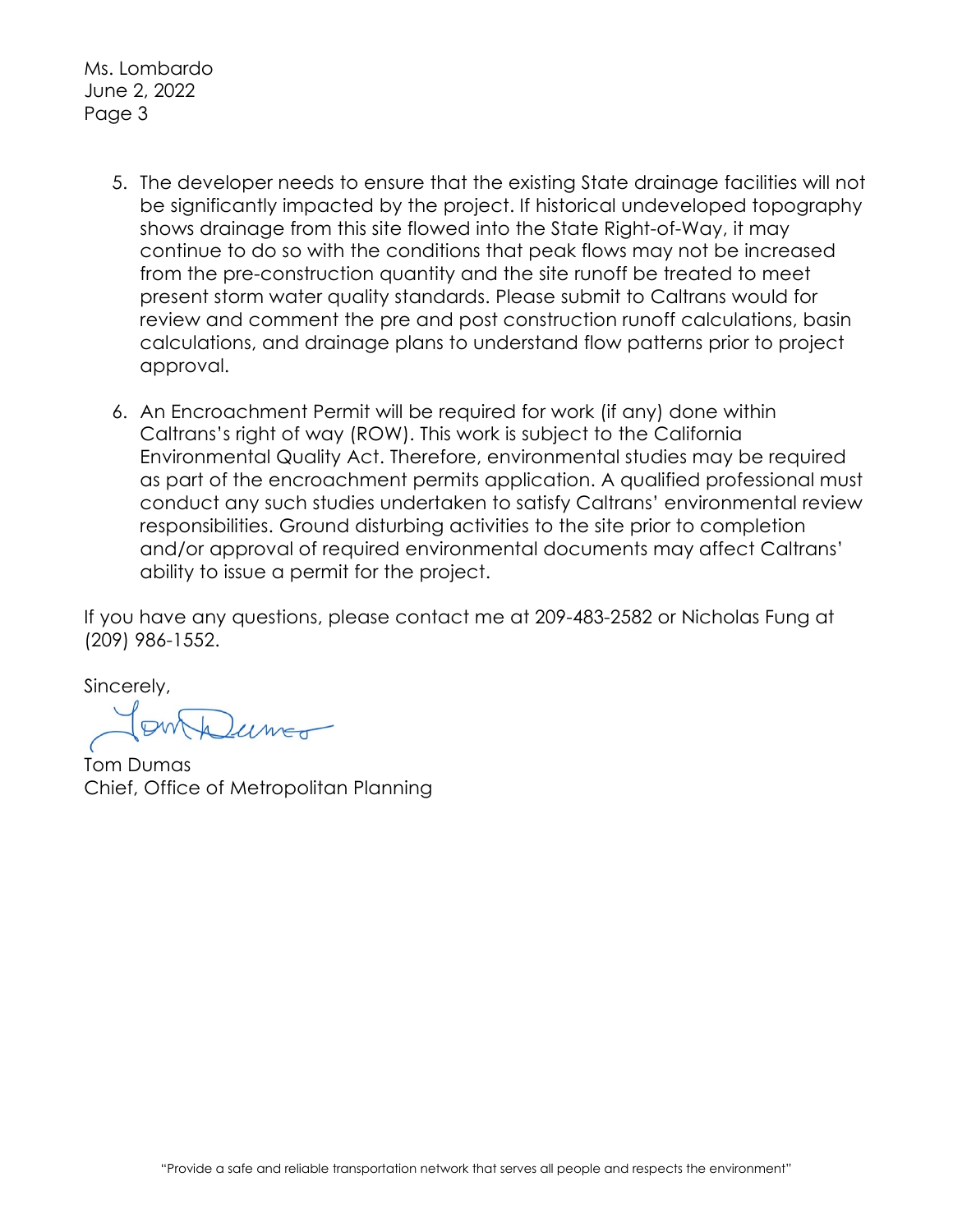5. The developer needs to ensure that the existing State drainage facilities will not be significantly impacted by the project. If historical undeveloped topography shows drainage from this site flowed into the State Right-of-Way, it may continue to do so with the conditions that peak flows may not be increased from the pre-construction quantity and the site runoff be treated to meet present storm water quality standards. Please submit to Caltrans would for review and comment the pre and post construction runoff calculations, basin calculations, and drainage plans to understand flow patterns prior to project approval.

6. An Encroachment Permit will be required for work (if any) done within Caltrans's right of way (ROW). This work is subject to the California Environmental Quality Act. Therefore, environmental studies may be required as part of the encroachment permits application. A qualified professional must conduct any such studies undertaken to satisfy Caltrans' environmental review responsibilities. Ground disturbing activities to the site prior to completion and/or approval of required environmental documents may affect Caltrans' ability to issue a permit for the project.

If you have any questions, please contact me at 209-483-2582 or Nicholas Fung at (209) 986-1552.

Sincerely,

Tom Dumas
Chief, Office of Metropolitan Planning

"Provide a safe and reliable transportation network that serves all people and respects the environment"